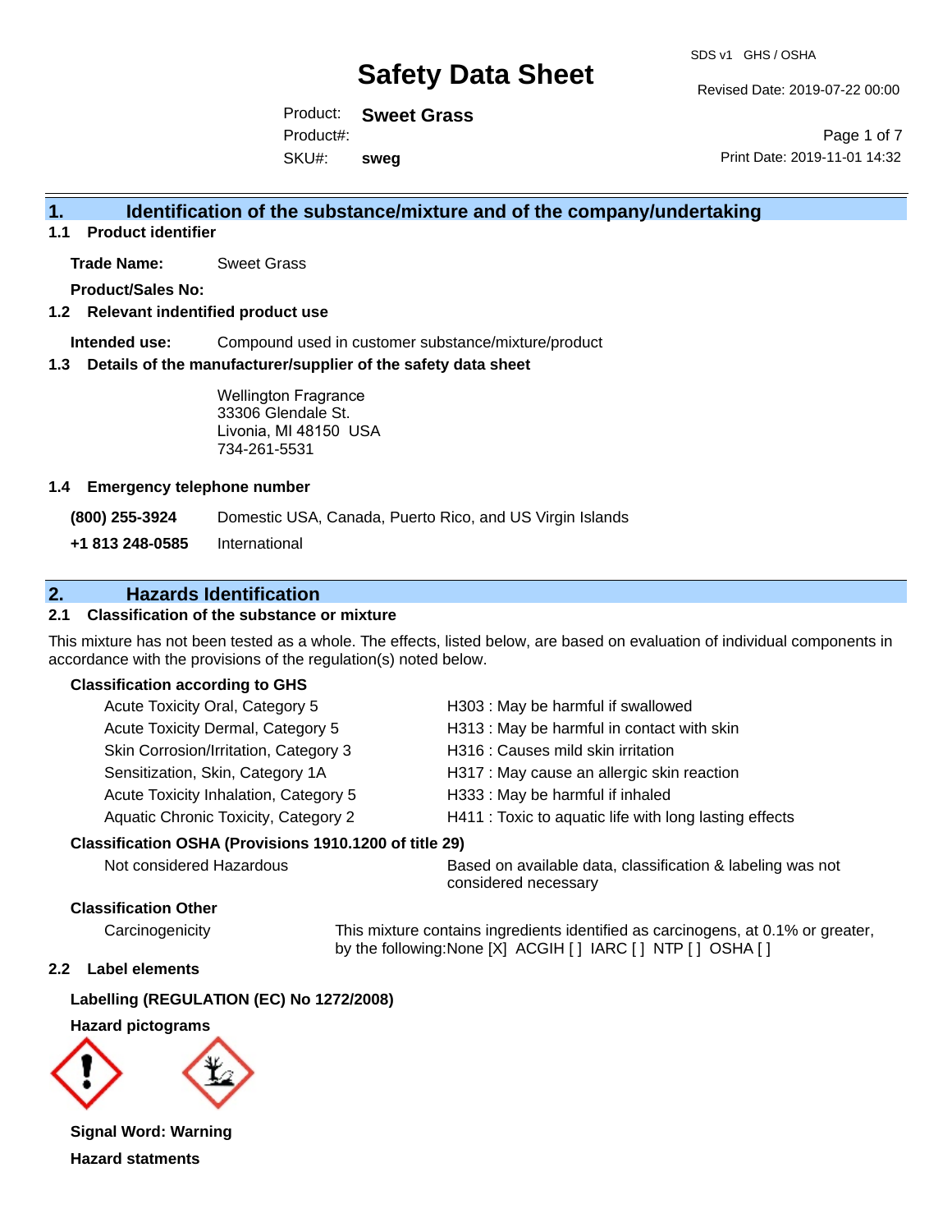# Safety Data Sheet

SDS v1 GHS / OSHA

Revised Date: 2019-07-22 00:00

Product: **Sweet Grass**
Product#:
SKU#: **sweg**

Print Date: 2019-11-01 14:32

## 1. Identification of the substance/mixture and of the company/undertaking

### 1.1 Product identifier

**Trade Name:** Sweet Grass

**Product/Sales No:**

### 1.2 Relevant indentified product use

**Intended use:** Compound used in customer substance/mixture/product

### 1.3 Details of the manufacturer/supplier of the safety data sheet

Wellington Fragrance
33306 Glendale St.
Livonia, MI 48150 USA
734-261-5531

### 1.4 Emergency telephone number

**(800) 255-3924** Domestic USA, Canada, Puerto Rico, and US Virgin Islands

**+1 813 248-0585** International

## 2. Hazards Identification

### 2.1 Classification of the substance or mixture

This mixture has not been tested as a whole. The effects, listed below, are based on evaluation of individual components in accordance with the provisions of the regulation(s) noted below.

**Classification according to GHS**

| | |
|---|---|
| Acute Toxicity Oral, Category 5 | H303 : May be harmful if swallowed |
| Acute Toxicity Dermal, Category 5 | H313 : May be harmful in contact with skin |
| Skin Corrosion/Irritation, Category 3 | H316 : Causes mild skin irritation |
| Sensitization, Skin, Category 1A | H317 : May cause an allergic skin reaction |
| Acute Toxicity Inhalation, Category 5 | H333 : May be harmful if inhaled |
| Aquatic Chronic Toxicity, Category 2 | H411 : Toxic to aquatic life with long lasting effects |

**Classification OSHA (Provisions 1910.1200 of title 29)**

Not considered Hazardous — Based on available data, classification & labeling was not considered necessary

**Classification Other**

Carcinogenicity — This mixture contains ingredients identified as carcinogens, at 0.1% or greater, by the following:None [X] ACGIH [ ] IARC [ ] NTP [ ] OSHA [ ]

### 2.2 Label elements

**Labelling (REGULATION (EC) No 1272/2008)**

**Hazard pictograms**

**Signal Word: Warning**

**Hazard statments**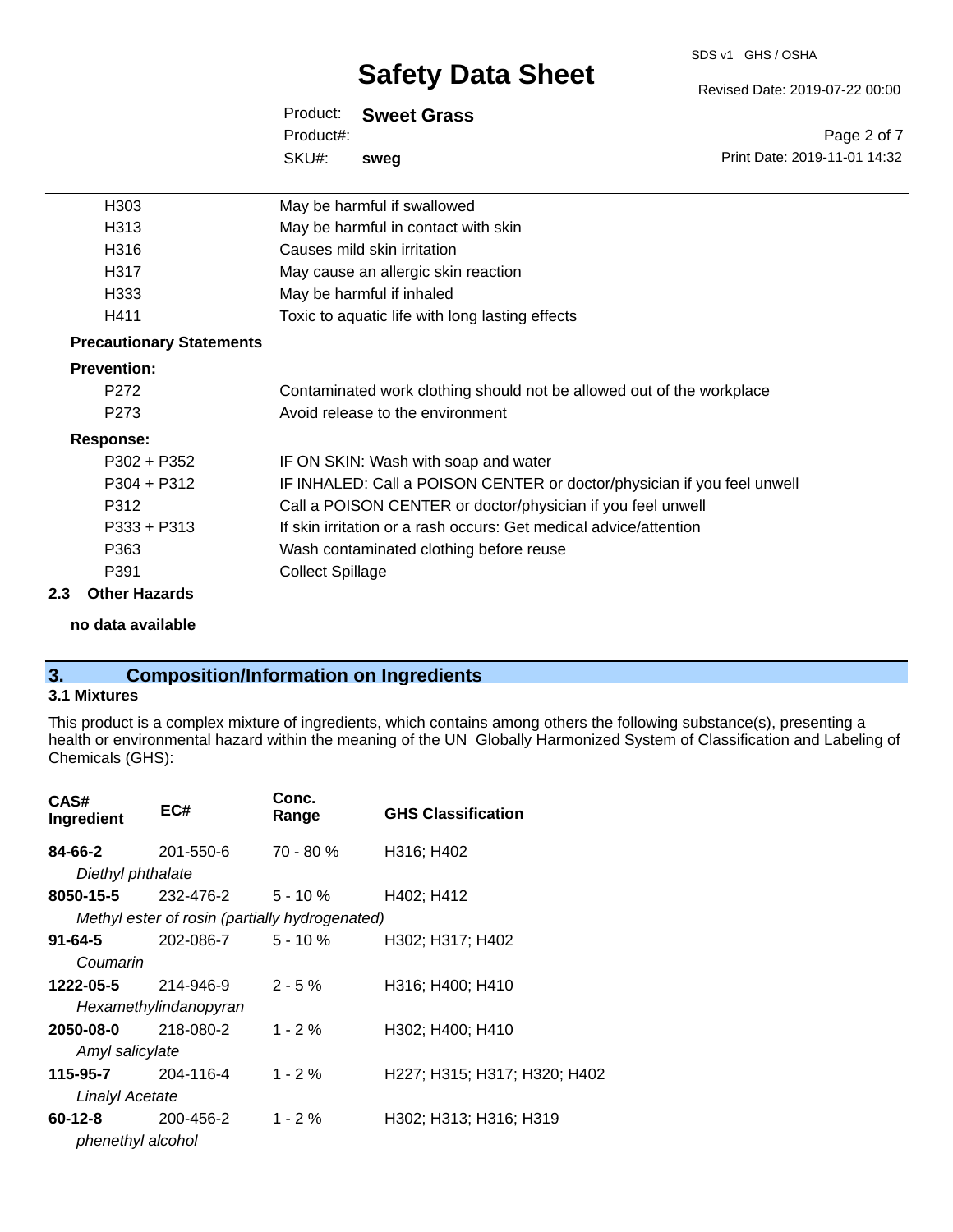| | |
|---|---|
| H303 | May be harmful if swallowed |
| H313 | May be harmful in contact with skin |
| H316 | Causes mild skin irritation |
| H317 | May cause an allergic skin reaction |
| H333 | May be harmful if inhaled |
| H411 | Toxic to aquatic life with long lasting effects |

**Precautionary Statements**

**Prevention:**

| | |
|---|---|
| P272 | Contaminated work clothing should not be allowed out of the workplace |
| P273 | Avoid release to the environment |

**Response:**

| | |
|---|---|
| P302 + P352 | IF ON SKIN: Wash with soap and water |
| P304 + P312 | IF INHALED: Call a POISON CENTER or doctor/physician if you feel unwell |
| P312 | Call a POISON CENTER or doctor/physician if you feel unwell |
| P333 + P313 | If skin irritation or a rash occurs: Get medical advice/attention |
| P363 | Wash contaminated clothing before reuse |
| P391 | Collect Spillage |

### 2.3 Other Hazards

**no data available**

## 3. Composition/Information on Ingredients

### 3.1 Mixtures

This product is a complex mixture of ingredients, which contains among others the following substance(s), presenting a health or environmental hazard within the meaning of the UN Globally Harmonized System of Classification and Labeling of Chemicals (GHS):

| CAS# Ingredient | EC# | Conc. Range | GHS Classification |
|---|---|---|---|
| **84-66-2** *Diethyl phthalate* | 201-550-6 | 70 - 80 % | H316; H402 |
| **8050-15-5** *Methyl ester of rosin (partially hydrogenated)* | 232-476-2 | 5 - 10 % | H402; H412 |
| **91-64-5** *Coumarin* | 202-086-7 | 5 - 10 % | H302; H317; H402 |
| **1222-05-5** *Hexamethylindanopyran* | 214-946-9 | 2 - 5 % | H316; H400; H410 |
| **2050-08-0** *Amyl salicylate* | 218-080-2 | 1 - 2 % | H302; H400; H410 |
| **115-95-7** *Linalyl Acetate* | 204-116-4 | 1 - 2 % | H227; H315; H317; H320; H402 |
| **60-12-8** *phenethyl alcohol* | 200-456-2 | 1 - 2 % | H302; H313; H316; H319 |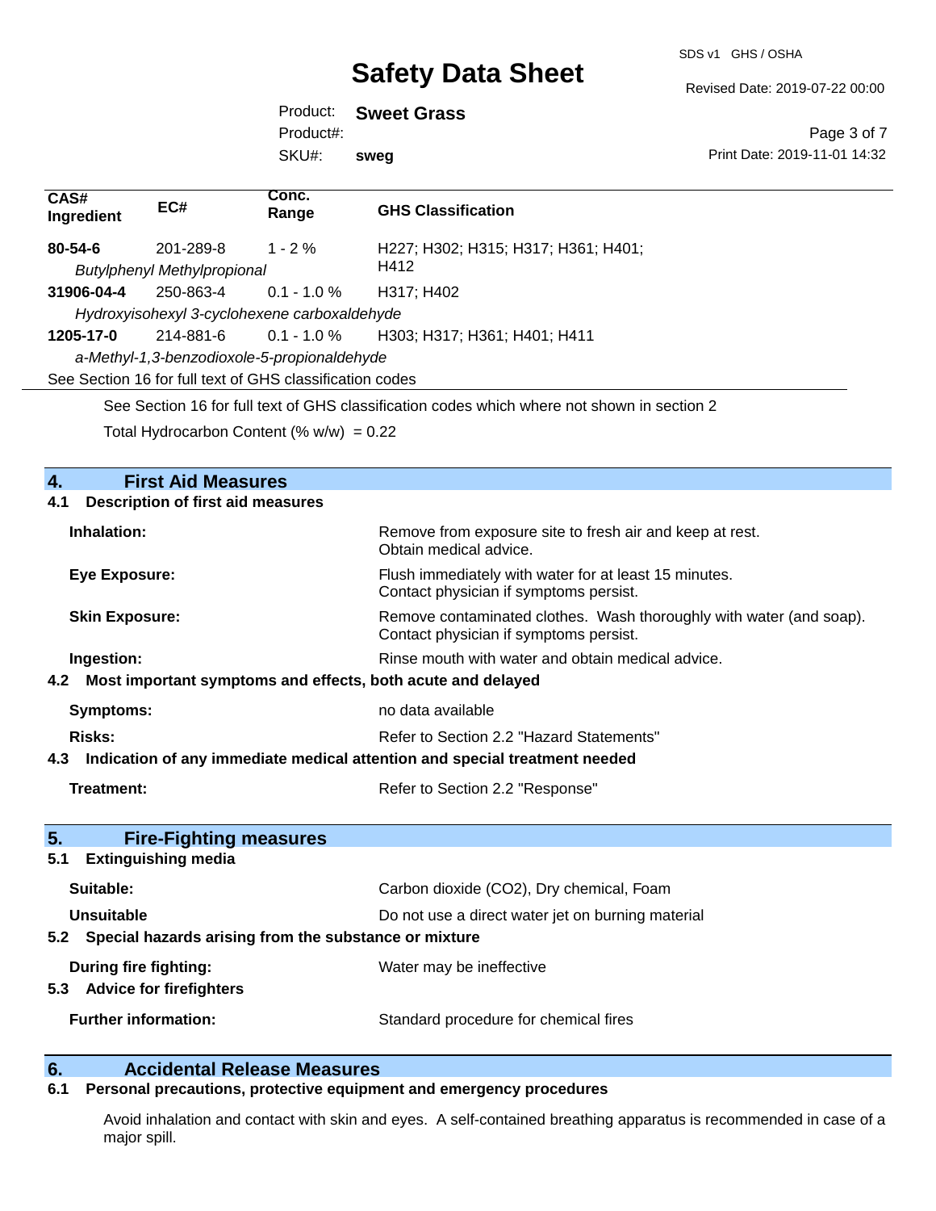| CAS# Ingredient | EC# | Conc. Range | GHS Classification |
|---|---|---|---|
| **80-54-6** | 201-289-8 | 1 - 2 % | H227; H302; H315; H317; H361; H401; H412 |
| *Butylphenyl Methylpropional* | | | |
| **31906-04-4** | 250-863-4 | 0.1 - 1.0 % | H317; H402 |
| *Hydroxyisohexyl 3-cyclohexene carboxaldehyde* | | | |
| **1205-17-0** | 214-881-6 | 0.1 - 1.0 % | H303; H317; H361; H401; H411 |
| *a-Methyl-1,3-benzodioxole-5-propionaldehyde* | | | |

See Section 16 for full text of GHS classification codes

See Section 16 for full text of GHS classification codes which where not shown in section 2

Total Hydrocarbon Content (% w/w) = 0.22

## 4. First Aid Measures

### 4.1 Description of first aid measures

**Inhalation:** Remove from exposure site to fresh air and keep at rest. Obtain medical advice.

**Eye Exposure:** Flush immediately with water for at least 15 minutes. Contact physician if symptoms persist.

**Skin Exposure:** Remove contaminated clothes. Wash thoroughly with water (and soap). Contact physician if symptoms persist.

**Ingestion:** Rinse mouth with water and obtain medical advice.

### 4.2 Most important symptoms and effects, both acute and delayed

**Symptoms:** no data available

**Risks:** Refer to Section 2.2 "Hazard Statements"

### 4.3 Indication of any immediate medical attention and special treatment needed

**Treatment:** Refer to Section 2.2 "Response"

## 5. Fire-Fighting measures

### 5.1 Extinguishing media

**Suitable:** Carbon dioxide (CO2), Dry chemical, Foam

**Unsuitable** Do not use a direct water jet on burning material

### 5.2 Special hazards arising from the substance or mixture

**During fire fighting:** Water may be ineffective

### 5.3 Advice for firefighters

**Further information:** Standard procedure for chemical fires

## 6. Accidental Release Measures

### 6.1 Personal precautions, protective equipment and emergency procedures

Avoid inhalation and contact with skin and eyes. A self-contained breathing apparatus is recommended in case of a major spill.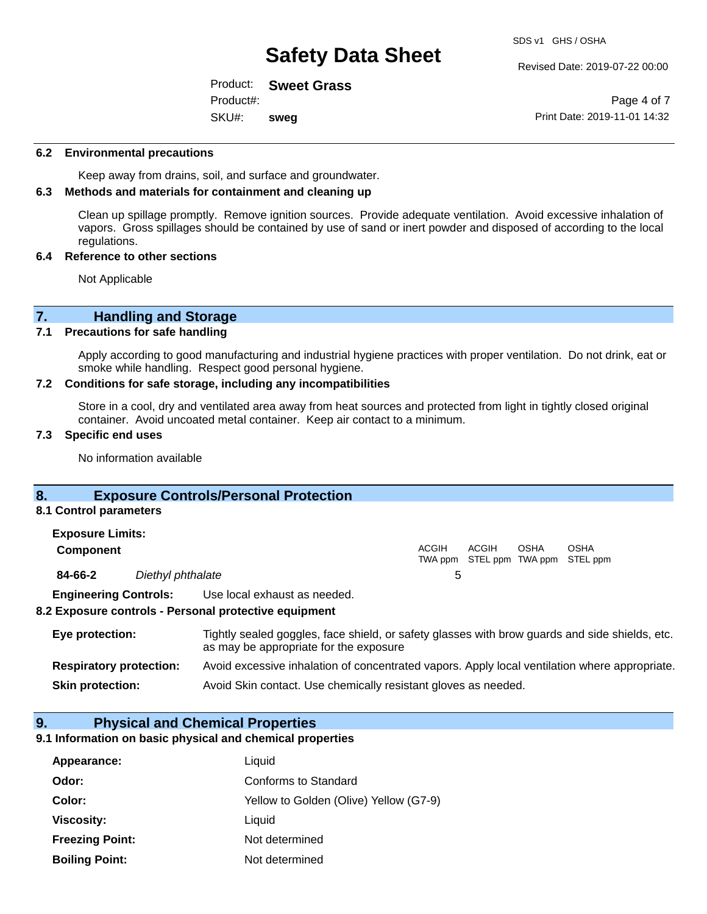### 6.2 Environmental precautions

Keep away from drains, soil, and surface and groundwater.

### 6.3 Methods and materials for containment and cleaning up

Clean up spillage promptly. Remove ignition sources. Provide adequate ventilation. Avoid excessive inhalation of vapors. Gross spillages should be contained by use of sand or inert powder and disposed of according to the local regulations.

### 6.4 Reference to other sections

Not Applicable

## 7. Handling and Storage

### 7.1 Precautions for safe handling

Apply according to good manufacturing and industrial hygiene practices with proper ventilation. Do not drink, eat or smoke while handling. Respect good personal hygiene.

### 7.2 Conditions for safe storage, including any incompatibilities

Store in a cool, dry and ventilated area away from heat sources and protected from light in tightly closed original container. Avoid uncoated metal container. Keep air contact to a minimum.

### 7.3 Specific end uses

No information available

## 8. Exposure Controls/Personal Protection

### 8.1 Control parameters

**Exposure Limits:**

| **Component** | | ACGIH TWA ppm | ACGIH STEL ppm | OSHA TWA ppm | OSHA STEL ppm |
|---|---|---|---|---|---|
| **84-66-2** | *Diethyl phthalate* | 5 | | | |

**Engineering Controls:** Use local exhaust as needed.

### 8.2 Exposure controls - Personal protective equipment

**Eye protection:** Tightly sealed goggles, face shield, or safety glasses with brow guards and side shields, etc. as may be appropriate for the exposure

**Respiratory protection:** Avoid excessive inhalation of concentrated vapors. Apply local ventilation where appropriate.

**Skin protection:** Avoid Skin contact. Use chemically resistant gloves as needed.

## 9. Physical and Chemical Properties

### 9.1 Information on basic physical and chemical properties

| | |
|---|---|
| **Appearance:** | Liquid |
| **Odor:** | Conforms to Standard |
| **Color:** | Yellow to Golden (Olive) Yellow (G7-9) |
| **Viscosity:** | Liquid |
| **Freezing Point:** | Not determined |
| **Boiling Point:** | Not determined |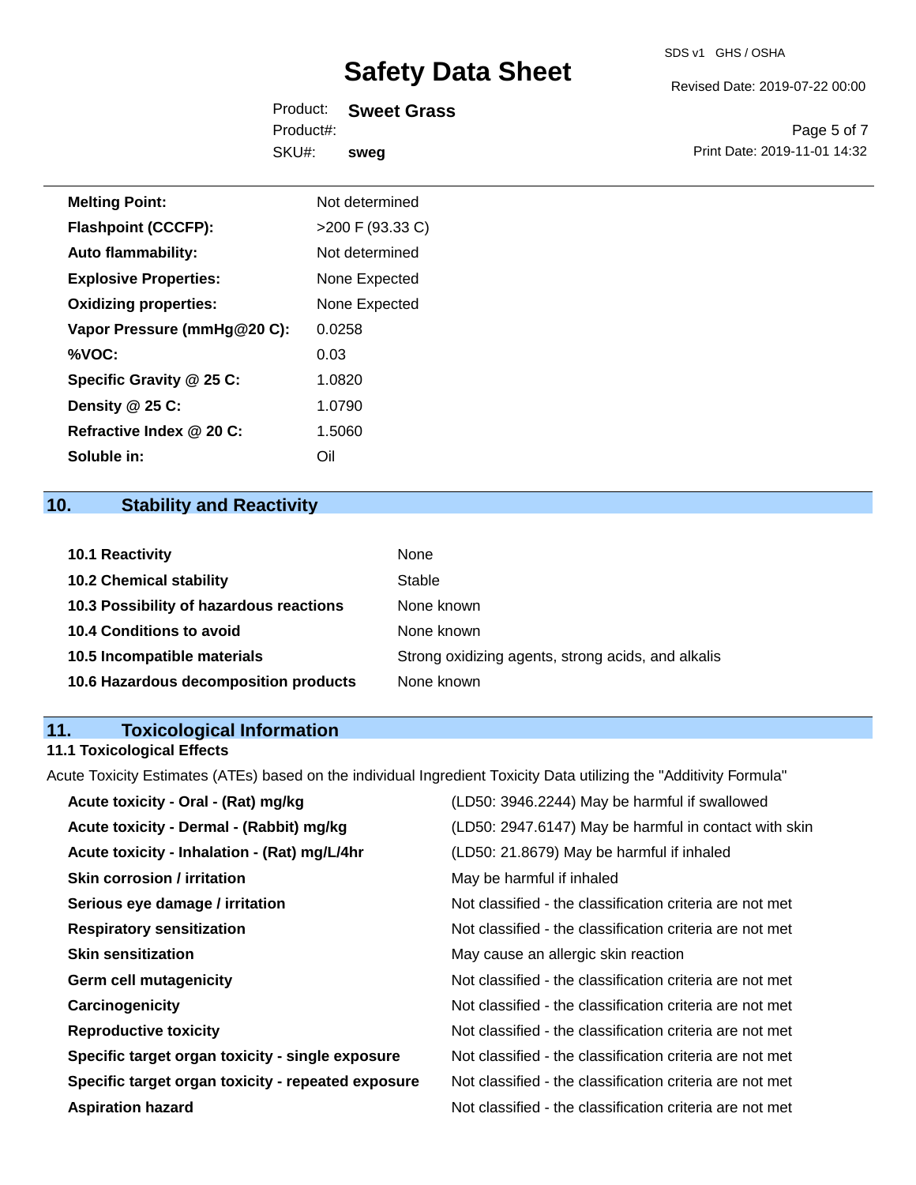| | |
|---|---|
| **Melting Point:** | Not determined |
| **Flashpoint (CCCFP):** | >200 F (93.33 C) |
| **Auto flammability:** | Not determined |
| **Explosive Properties:** | None Expected |
| **Oxidizing properties:** | None Expected |
| **Vapor Pressure (mmHg@20 C):** | 0.0258 |
| **%VOC:** | 0.03 |
| **Specific Gravity @ 25 C:** | 1.0820 |
| **Density @ 25 C:** | 1.0790 |
| **Refractive Index @ 20 C:** | 1.5060 |
| **Soluble in:** | Oil |

## 10. Stability and Reactivity

| | |
|---|---|
| **10.1 Reactivity** | None |
| **10.2 Chemical stability** | Stable |
| **10.3 Possibility of hazardous reactions** | None known |
| **10.4 Conditions to avoid** | None known |
| **10.5 Incompatible materials** | Strong oxidizing agents, strong acids, and alkalis |
| **10.6 Hazardous decomposition products** | None known |

## 11. Toxicological Information

### 11.1 Toxicological Effects

Acute Toxicity Estimates (ATEs) based on the individual Ingredient Toxicity Data utilizing the "Additivity Formula"

| | |
|---|---|
| **Acute toxicity - Oral - (Rat) mg/kg** | (LD50: 3946.2244) May be harmful if swallowed |
| **Acute toxicity - Dermal - (Rabbit) mg/kg** | (LD50: 2947.6147) May be harmful in contact with skin |
| **Acute toxicity - Inhalation - (Rat) mg/L/4hr** | (LD50: 21.8679) May be harmful if inhaled |
| **Skin corrosion / irritation** | May be harmful if inhaled |
| **Serious eye damage / irritation** | Not classified - the classification criteria are not met |
| **Respiratory sensitization** | Not classified - the classification criteria are not met |
| **Skin sensitization** | May cause an allergic skin reaction |
| **Germ cell mutagenicity** | Not classified - the classification criteria are not met |
| **Carcinogenicity** | Not classified - the classification criteria are not met |
| **Reproductive toxicity** | Not classified - the classification criteria are not met |
| **Specific target organ toxicity - single exposure** | Not classified - the classification criteria are not met |
| **Specific target organ toxicity - repeated exposure** | Not classified - the classification criteria are not met |
| **Aspiration hazard** | Not classified - the classification criteria are not met |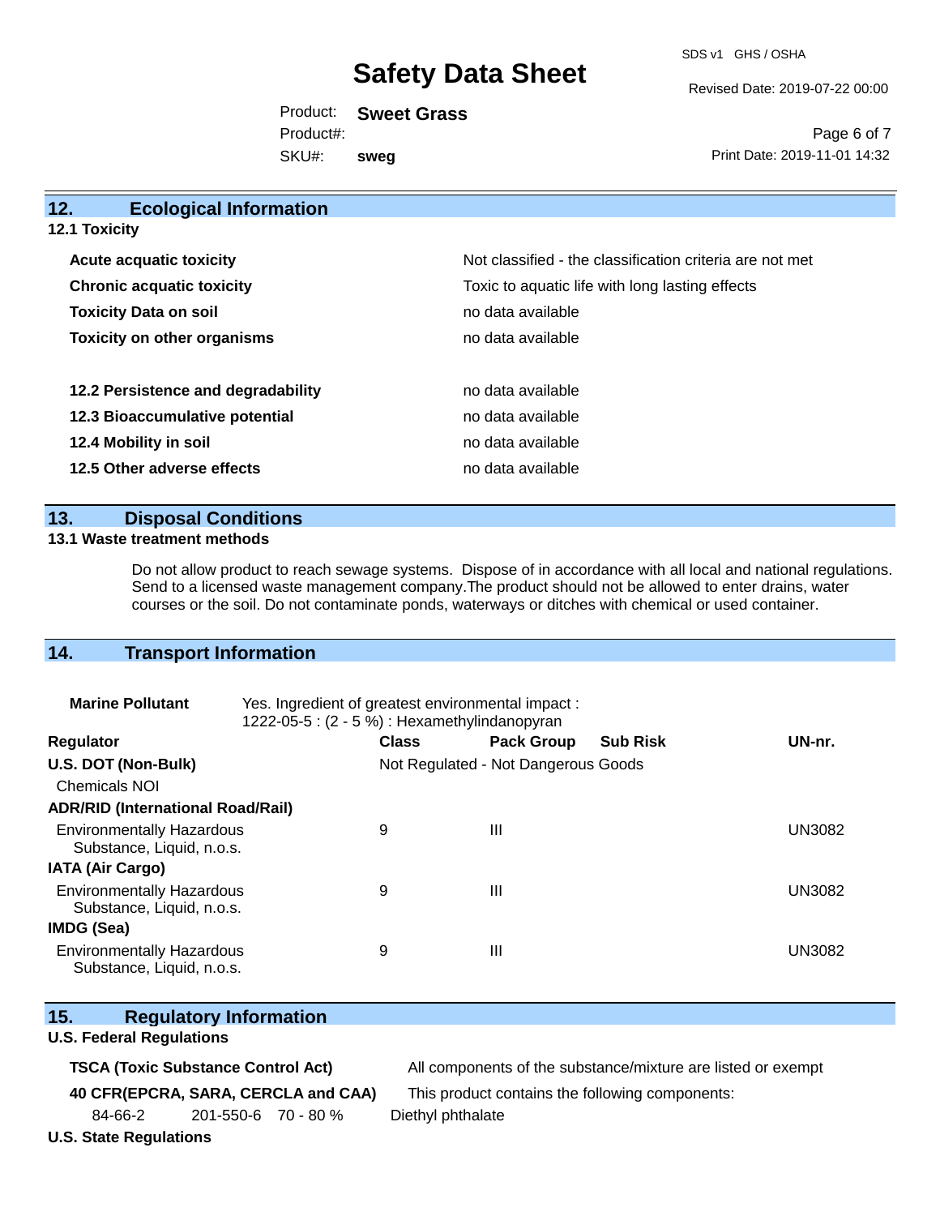## 12. Ecological Information

### 12.1 Toxicity

| | |
|---|---|
| **Acute acquatic toxicity** | Not classified - the classification criteria are not met |
| **Chronic acquatic toxicity** | Toxic to aquatic life with long lasting effects |
| **Toxicity Data on soil** | no data available |
| **Toxicity on other organisms** | no data available |

| | |
|---|---|
| **12.2 Persistence and degradability** | no data available |
| **12.3 Bioaccumulative potential** | no data available |
| **12.4 Mobility in soil** | no data available |
| **12.5 Other adverse effects** | no data available |

## 13. Disposal Conditions

### 13.1 Waste treatment methods

Do not allow product to reach sewage systems. Dispose of in accordance with all local and national regulations. Send to a licensed waste management company.The product should not be allowed to enter drains, water courses or the soil. Do not contaminate ponds, waterways or ditches with chemical or used container.

## 14. Transport Information

**Marine Pollutant** Yes. Ingredient of greatest environmental impact : 1222-05-5 : (2 - 5 %) : Hexamethylindanopyran

| Regulator | Class | Pack Group | Sub Risk | UN-nr. |
|---|---|---|---|---|
| **U.S. DOT (Non-Bulk)** | Not Regulated - Not Dangerous Goods | | | |
| Chemicals NOI | | | | |
| **ADR/RID (International Road/Rail)** | | | | |
| Environmentally Hazardous Substance, Liquid, n.o.s. | 9 | III | | UN3082 |
| **IATA (Air Cargo)** | | | | |
| Environmentally Hazardous Substance, Liquid, n.o.s. | 9 | III | | UN3082 |
| **IMDG (Sea)** | | | | |
| Environmentally Hazardous Substance, Liquid, n.o.s. | 9 | III | | UN3082 |

## 15. Regulatory Information

### U.S. Federal Regulations

**TSCA (Toxic Substance Control Act)** All components of the substance/mixture are listed or exempt

**40 CFR(EPCRA, SARA, CERCLA and CAA)** This product contains the following components:

| | | | |
|---|---|---|---|
| 84-66-2 | 201-550-6 | 70 - 80 % | Diethyl phthalate |

### U.S. State Regulations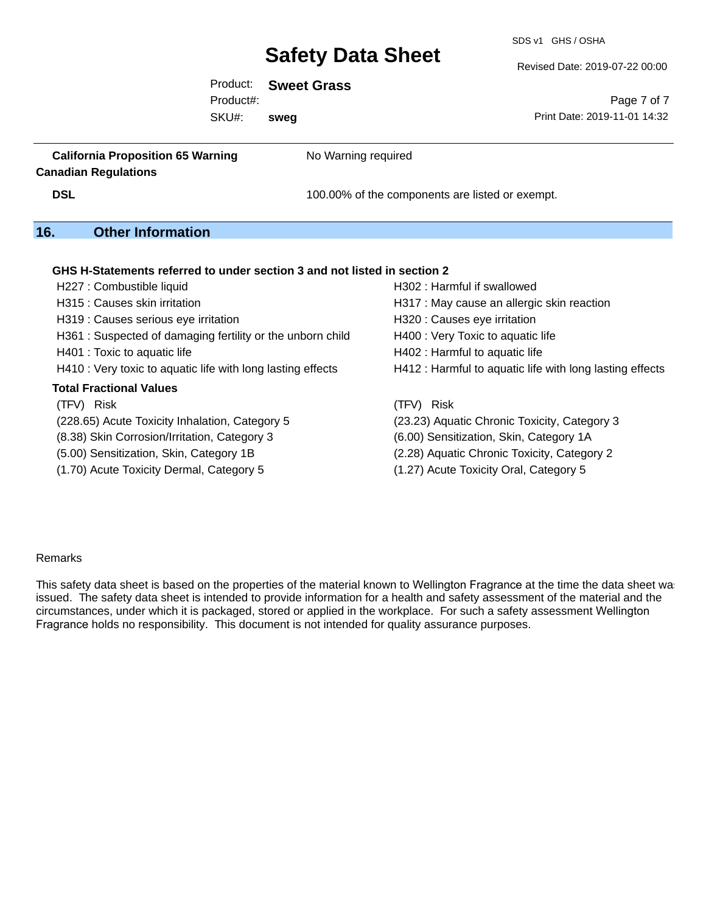**California Proposition 65 Warning** No Warning required

**Canadian Regulations**

**DSL** 100.00% of the components are listed or exempt.

## 16. Other Information

**GHS H-Statements referred to under section 3 and not listed in section 2**

H227 : Combustible liquid
H302 : Harmful if swallowed
H315 : Causes skin irritation
H317 : May cause an allergic skin reaction
H319 : Causes serious eye irritation
H320 : Causes eye irritation
H361 : Suspected of damaging fertility or the unborn child
H400 : Very Toxic to aquatic life
H401 : Toxic to aquatic life
H402 : Harmful to aquatic life
H410 : Very toxic to aquatic life with long lasting effects
H412 : Harmful to aquatic life with long lasting effects

**Total Fractional Values**

| (TFV) Risk | (TFV) Risk |
|---|---|
| (228.65) Acute Toxicity Inhalation, Category 5 | (23.23) Aquatic Chronic Toxicity, Category 3 |
| (8.38) Skin Corrosion/Irritation, Category 3 | (6.00) Sensitization, Skin, Category 1A |
| (5.00) Sensitization, Skin, Category 1B | (2.28) Aquatic Chronic Toxicity, Category 2 |
| (1.70) Acute Toxicity Dermal, Category 5 | (1.27) Acute Toxicity Oral, Category 5 |

Remarks

This safety data sheet is based on the properties of the material known to Wellington Fragrance at the time the data sheet was issued. The safety data sheet is intended to provide information for a health and safety assessment of the material and the circumstances, under which it is packaged, stored or applied in the workplace. For such a safety assessment Wellington Fragrance holds no responsibility. This document is not intended for quality assurance purposes.